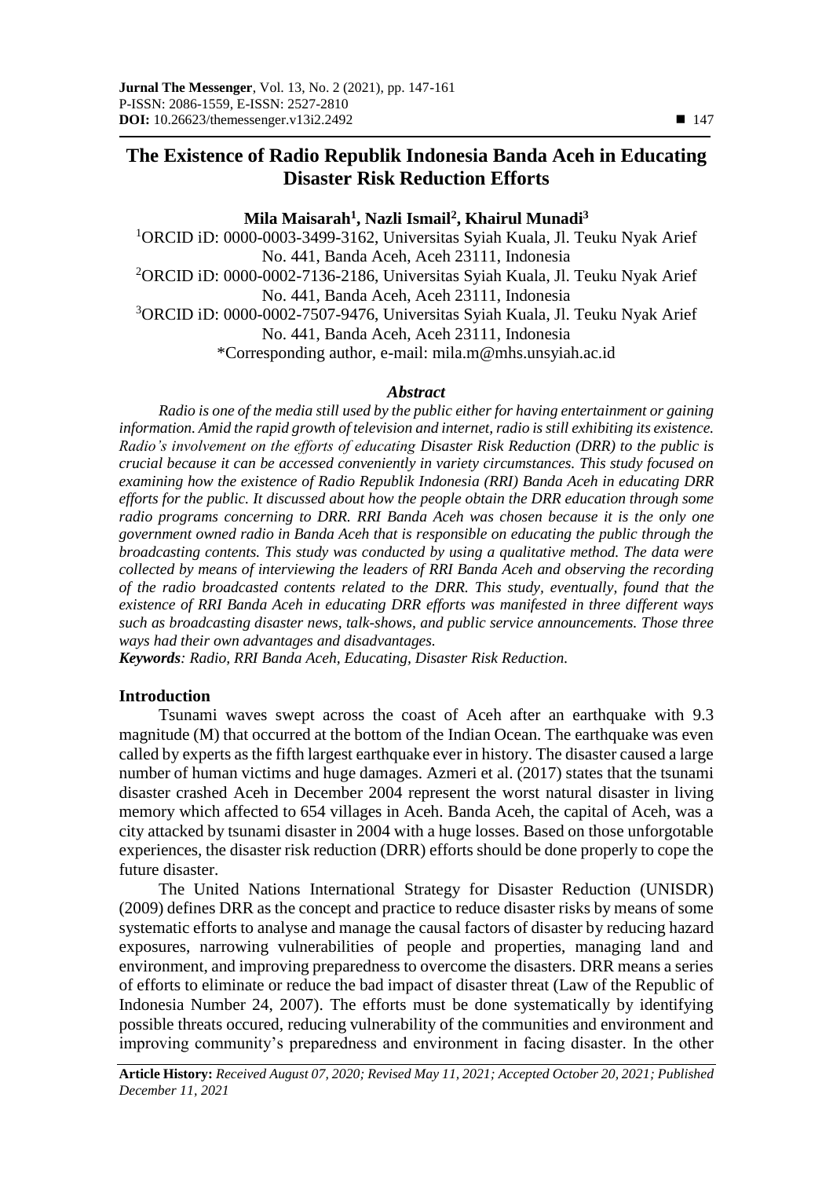# The Existence of Radio Republik Indonesia Banda Aceh in Educating Disaster Risk Reduction Efforts

**Mila Maisarah[1], Nazli Ismail[2], Khairul Munadi[3]**

[1]ORCID iD: 0000-0003-3499-3162, Universitas Syiah Kuala, Jl. Teuku Nyak Arief No. 441, Banda Aceh, Aceh 23111, Indonesia
[2]ORCID iD: 0000-0002-7136-2186, Universitas Syiah Kuala, Jl. Teuku Nyak Arief No. 441, Banda Aceh, Aceh 23111, Indonesia
[3]ORCID iD: 0000-0002-7507-9476, Universitas Syiah Kuala, Jl. Teuku Nyak Arief No. 441, Banda Aceh, Aceh 23111, Indonesia
*Corresponding author, e-mail: mila.m@mhs.unsyiah.ac.id

### *Abstract*

*Radio is one of the media still used by the public either for having entertainment or gaining information. Amid the rapid growth of television and internet, radio is still exhibiting its existence. Radio's involvement on the efforts of educating Disaster Risk Reduction (DRR) to the public is crucial because it can be accessed conveniently in variety circumstances. This study focused on examining how the existence of Radio Republik Indonesia (RRI) Banda Aceh in educating DRR efforts for the public. It discussed about how the people obtain the DRR education through some radio programs concerning to DRR. RRI Banda Aceh was chosen because it is the only one government owned radio in Banda Aceh that is responsible on educating the public through the broadcasting contents. This study was conducted by using a qualitative method. The data were collected by means of interviewing the leaders of RRI Banda Aceh and observing the recording of the radio broadcasted contents related to the DRR. This study, eventually, found that the existence of RRI Banda Aceh in educating DRR efforts was manifested in three different ways such as broadcasting disaster news, talk-shows, and public service announcements. Those three ways had their own advantages and disadvantages.*

***Keywords**: Radio, RRI Banda Aceh, Educating, Disaster Risk Reduction.*

## Introduction

Tsunami waves swept across the coast of Aceh after an earthquake with 9.3 magnitude (M) that occurred at the bottom of the Indian Ocean. The earthquake was even called by experts as the fifth largest earthquake ever in history. The disaster caused a large number of human victims and huge damages. Azmeri et al. (2017) states that the tsunami disaster crashed Aceh in December 2004 represent the worst natural disaster in living memory which affected to 654 villages in Aceh. Banda Aceh, the capital of Aceh, was a city attacked by tsunami disaster in 2004 with a huge losses. Based on those unforgotable experiences, the disaster risk reduction (DRR) efforts should be done properly to cope the future disaster.

The United Nations International Strategy for Disaster Reduction (UNISDR) (2009) defines DRR as the concept and practice to reduce disaster risks by means of some systematic efforts to analyse and manage the causal factors of disaster by reducing hazard exposures, narrowing vulnerabilities of people and properties, managing land and environment, and improving preparedness to overcome the disasters. DRR means a series of efforts to eliminate or reduce the bad impact of disaster threat (Law of the Republic of Indonesia Number 24, 2007). The efforts must be done systematically by identifying possible threats occured, reducing vulnerability of the communities and environment and improving community's preparedness and environment in facing disaster. In the other

**Article History:** *Received August 07, 2020; Revised May 11, 2021; Accepted October 20, 2021; Published December 11, 2021*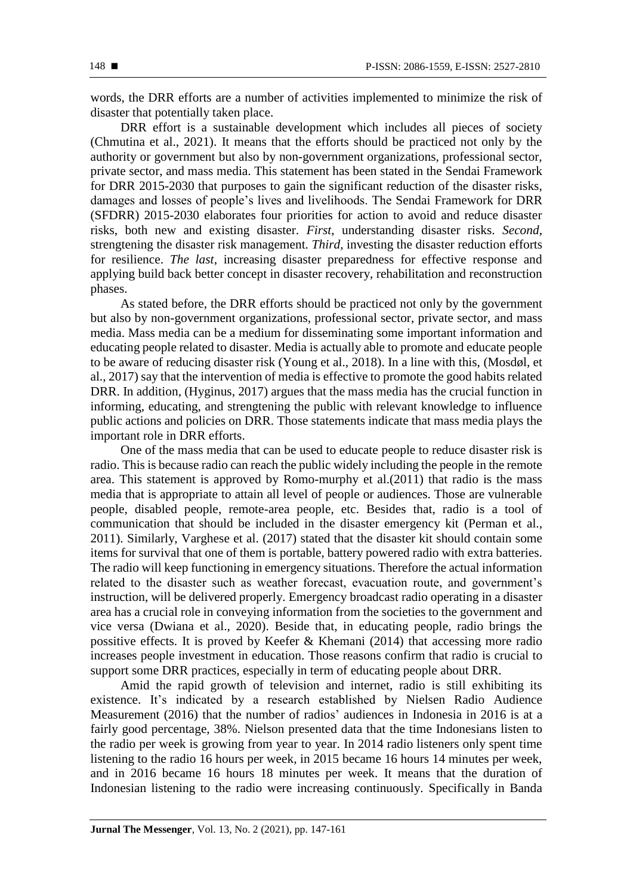words, the DRR efforts are a number of activities implemented to minimize the risk of disaster that potentially taken place.

DRR effort is a sustainable development which includes all pieces of society (Chmutina et al., 2021). It means that the efforts should be practiced not only by the authority or government but also by non-government organizations, professional sector, private sector, and mass media. This statement has been stated in the Sendai Framework for DRR 2015-2030 that purposes to gain the significant reduction of the disaster risks, damages and losses of people's lives and livelihoods. The Sendai Framework for DRR (SFDRR) 2015-2030 elaborates four priorities for action to avoid and reduce disaster risks, both new and existing disaster. *First*, understanding disaster risks. *Second*, strengtening the disaster risk management. *Third*, investing the disaster reduction efforts for resilience. *The last*, increasing disaster preparedness for effective response and applying build back better concept in disaster recovery, rehabilitation and reconstruction phases.

As stated before, the DRR efforts should be practiced not only by the government but also by non-government organizations, professional sector, private sector, and mass media. Mass media can be a medium for disseminating some important information and educating people related to disaster. Media is actually able to promote and educate people to be aware of reducing disaster risk (Young et al., 2018). In a line with this, (Mosdøl, et al., 2017) say that the intervention of media is effective to promote the good habits related DRR. In addition, (Hyginus, 2017) argues that the mass media has the crucial function in informing, educating, and strengthening the public with relevant knowledge to influence public actions and policies on DRR. Those statements indicate that mass media plays the important role in DRR efforts.

One of the mass media that can be used to educate people to reduce disaster risk is radio. This is because radio can reach the public widely including the people in the remote area. This statement is approved by Romo-murphy et al.(2011) that radio is the mass media that is appropriate to attain all level of people or audiences. Those are vulnerable people, disabled people, remote-area people, etc. Besides that, radio is a tool of communication that should be included in the disaster emergency kit (Perman et al., 2011). Similarly, Varghese et al. (2017) stated that the disaster kit should contain some items for survival that one of them is portable, battery powered radio with extra batteries. The radio will keep functioning in emergency situations. Therefore the actual information related to the disaster such as weather forecast, evacuation route, and government's instruction, will be delivered properly. Emergency broadcast radio operating in a disaster area has a crucial role in conveying information from the societies to the government and vice versa (Dwiana et al., 2020). Beside that, in educating people, radio brings the possitive effects. It is proved by Keefer & Khemani (2014) that accessing more radio increases people investment in education. Those reasons confirm that radio is crucial to support some DRR practices, especially in term of educating people about DRR.

Amid the rapid growth of television and internet, radio is still exhibiting its existence. It's indicated by a research established by Nielsen Radio Audience Measurement (2016) that the number of radios' audiences in Indonesia in 2016 is at a fairly good percentage, 38%. Nielson presented data that the time Indonesians listen to the radio per week is growing from year to year. In 2014 radio listeners only spent time listening to the radio 16 hours per week, in 2015 became 16 hours 14 minutes per week, and in 2016 became 16 hours 18 minutes per week. It means that the duration of Indonesian listening to the radio were increasing continuously. Specifically in Banda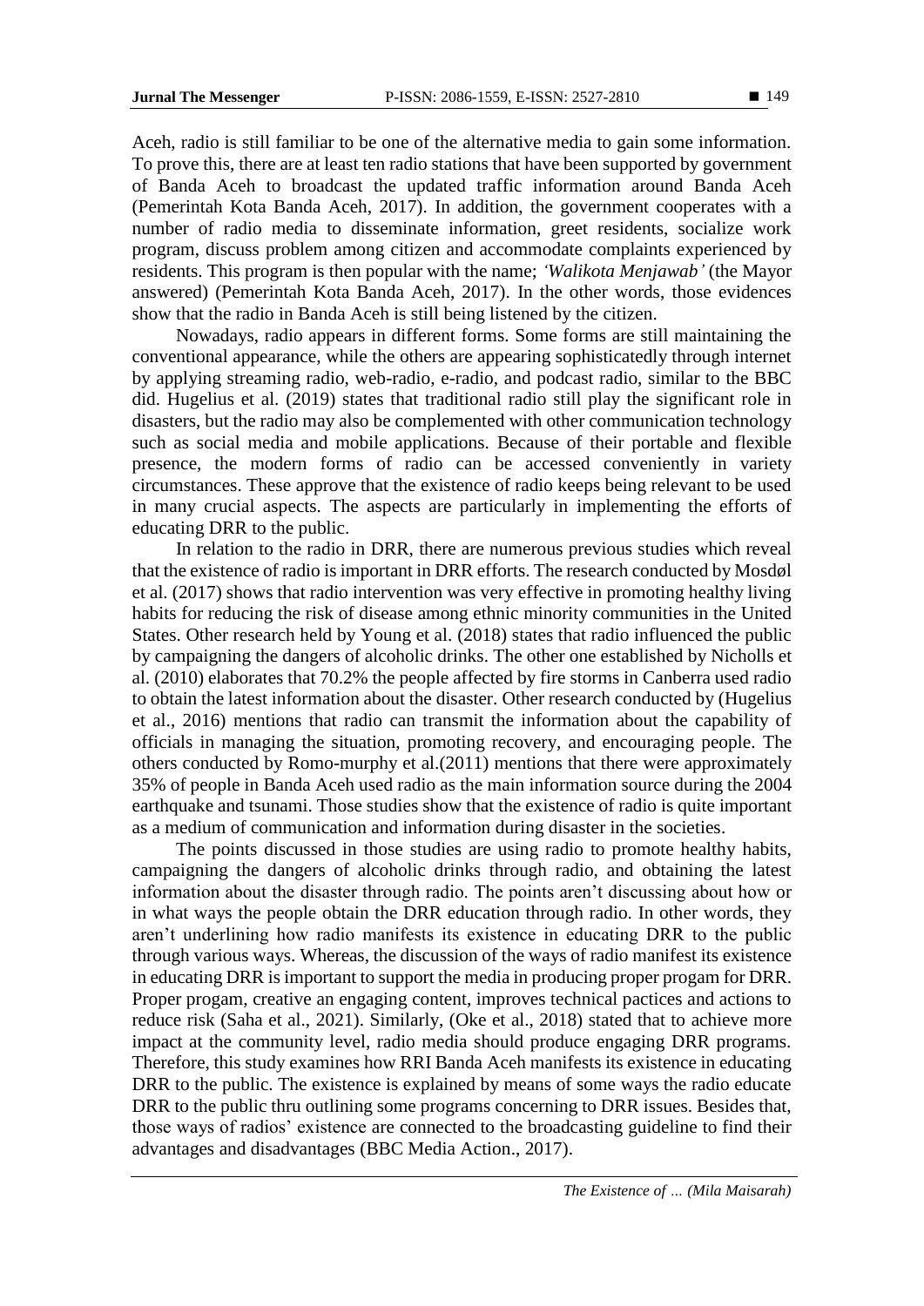Aceh, radio is still familiar to be one of the alternative media to gain some information. To prove this, there are at least ten radio stations that have been supported by government of Banda Aceh to broadcast the updated traffic information around Banda Aceh (Pemerintah Kota Banda Aceh, 2017). In addition, the government cooperates with a number of radio media to disseminate information, greet residents, socialize work program, discuss problem among citizen and accommodate complaints experienced by residents. This program is then popular with the name; *'Walikota Menjawab'* (the Mayor answered) (Pemerintah Kota Banda Aceh, 2017). In the other words, those evidences show that the radio in Banda Aceh is still being listened by the citizen.

Nowadays, radio appears in different forms. Some forms are still maintaining the conventional appearance, while the others are appearing sophisticatedly through internet by applying streaming radio, web-radio, e-radio, and podcast radio, similar to the BBC did. Hugelius et al. (2019) states that traditional radio still play the significant role in disasters, but the radio may also be complemented with other communication technology such as social media and mobile applications. Because of their portable and flexible presence, the modern forms of radio can be accessed conveniently in variety circumstances. These approve that the existence of radio keeps being relevant to be used in many crucial aspects. The aspects are particularly in implementing the efforts of educating DRR to the public.

In relation to the radio in DRR, there are numerous previous studies which reveal that the existence of radio is important in DRR efforts. The research conducted by Mosdøl et al. (2017) shows that radio intervention was very effective in promoting healthy living habits for reducing the risk of disease among ethnic minority communities in the United States. Other research held by Young et al. (2018) states that radio influenced the public by campaigning the dangers of alcoholic drinks. The other one established by Nicholls et al. (2010) elaborates that 70.2% the people affected by fire storms in Canberra used radio to obtain the latest information about the disaster. Other research conducted by (Hugelius et al., 2016) mentions that radio can transmit the information about the capability of officials in managing the situation, promoting recovery, and encouraging people. The others conducted by Romo-murphy et al.(2011) mentions that there were approximately 35% of people in Banda Aceh used radio as the main information source during the 2004 earthquake and tsunami. Those studies show that the existence of radio is quite important as a medium of communication and information during disaster in the societies.

The points discussed in those studies are using radio to promote healthy habits, campaigning the dangers of alcoholic drinks through radio, and obtaining the latest information about the disaster through radio. The points aren't discussing about how or in what ways the people obtain the DRR education through radio. In other words, they aren't underlining how radio manifests its existence in educating DRR to the public through various ways. Whereas, the discussion of the ways of radio manifest its existence in educating DRR is important to support the media in producing proper progam for DRR. Proper progam, creative an engaging content, improves technical pactices and actions to reduce risk (Saha et al., 2021). Similarly, (Oke et al., 2018) stated that to achieve more impact at the community level, radio media should produce engaging DRR programs. Therefore, this study examines how RRI Banda Aceh manifests its existence in educating DRR to the public. The existence is explained by means of some ways the radio educate DRR to the public thru outlining some programs concerning to DRR issues. Besides that, those ways of radios' existence are connected to the broadcasting guideline to find their advantages and disadvantages (BBC Media Action., 2017).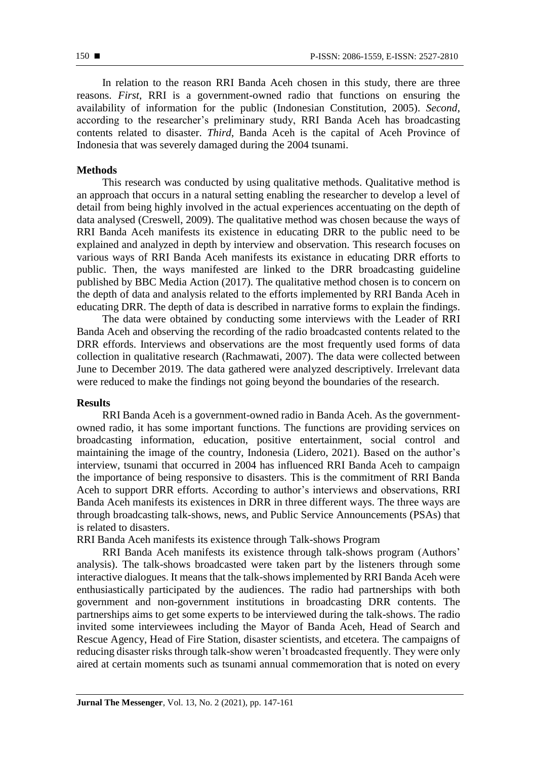In relation to the reason RRI Banda Aceh chosen in this study, there are three reasons. *First*, RRI is a government-owned radio that functions on ensuring the availability of information for the public (Indonesian Constitution, 2005). *Second*, according to the researcher's preliminary study, RRI Banda Aceh has broadcasting contents related to disaster. *Third*, Banda Aceh is the capital of Aceh Province of Indonesia that was severely damaged during the 2004 tsunami.

## Methods

This research was conducted by using qualitative methods. Qualitative method is an approach that occurs in a natural setting enabling the researcher to develop a level of detail from being highly involved in the actual experiences accentuating on the depth of data analysed (Creswell, 2009). The qualitative method was chosen because the ways of RRI Banda Aceh manifests its existence in educating DRR to the public need to be explained and analyzed in depth by interview and observation. This research focuses on various ways of RRI Banda Aceh manifests its existance in educating DRR efforts to public. Then, the ways manifested are linked to the DRR broadcasting guideline published by BBC Media Action (2017). The qualitative method chosen is to concern on the depth of data and analysis related to the efforts implemented by RRI Banda Aceh in educating DRR. The depth of data is described in narrative forms to explain the findings.

The data were obtained by conducting some interviews with the Leader of RRI Banda Aceh and observing the recording of the radio broadcasted contents related to the DRR effords. Interviews and observations are the most frequently used forms of data collection in qualitative research (Rachmawati, 2007). The data were collected between June to December 2019. The data gathered were analyzed descriptively. Irrelevant data were reduced to make the findings not going beyond the boundaries of the research.

## Results

RRI Banda Aceh is a government-owned radio in Banda Aceh. As the government-owned radio, it has some important functions. The functions are providing services on broadcasting information, education, positive entertainment, social control and maintaining the image of the country, Indonesia (Lidero, 2021). Based on the author's interview, tsunami that occurred in 2004 has influenced RRI Banda Aceh to campaign the importance of being responsive to disasters. This is the commitment of RRI Banda Aceh to support DRR efforts. According to author's interviews and observations, RRI Banda Aceh manifests its existences in DRR in three different ways. The three ways are through broadcasting talk-shows, news, and Public Service Announcements (PSAs) that is related to disasters.

RRI Banda Aceh manifests its existence through Talk-shows Program

RRI Banda Aceh manifests its existence through talk-shows program (Authors' analysis). The talk-shows broadcasted were taken part by the listeners through some interactive dialogues. It means that the talk-shows implemented by RRI Banda Aceh were enthusiastically participated by the audiences. The radio had partnerships with both government and non-government institutions in broadcasting DRR contents. The partnerships aims to get some experts to be interviewed during the talk-shows. The radio invited some interviewees including the Mayor of Banda Aceh, Head of Search and Rescue Agency, Head of Fire Station, disaster scientists, and etcetera. The campaigns of reducing disaster risks through talk-show weren't broadcasted frequently. They were only aired at certain moments such as tsunami annual commemoration that is noted on every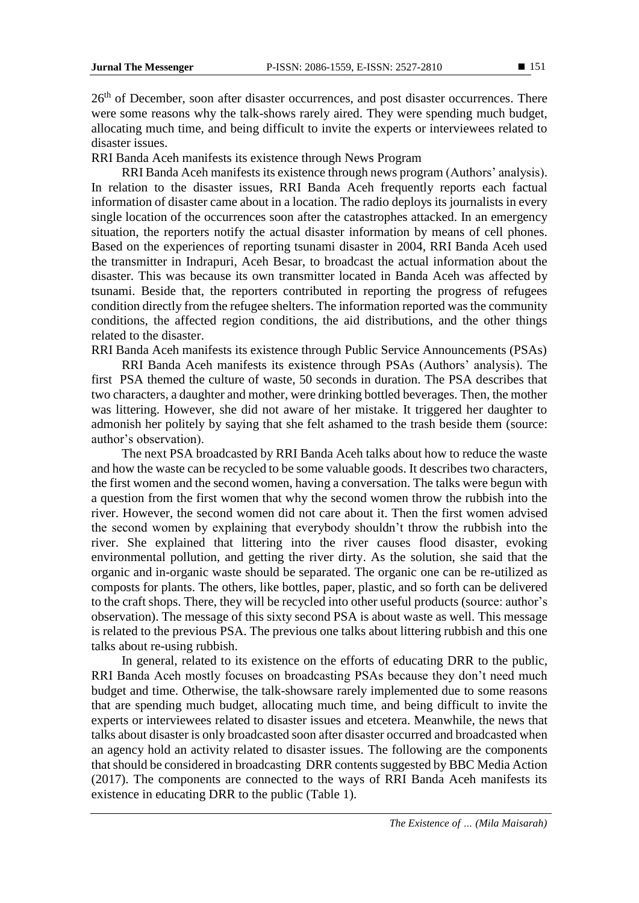26th of December, soon after disaster occurrences, and post disaster occurrences. There were some reasons why the talk-shows rarely aired. They were spending much budget, allocating much time, and being difficult to invite the experts or interviewees related to disaster issues.

RRI Banda Aceh manifests its existence through News Program

RRI Banda Aceh manifests its existence through news program (Authors' analysis). In relation to the disaster issues, RRI Banda Aceh frequently reports each factual information of disaster came about in a location. The radio deploys its journalists in every single location of the occurrences soon after the catastrophes attacked. In an emergency situation, the reporters notify the actual disaster information by means of cell phones. Based on the experiences of reporting tsunami disaster in 2004, RRI Banda Aceh used the transmitter in Indrapuri, Aceh Besar, to broadcast the actual information about the disaster. This was because its own transmitter located in Banda Aceh was affected by tsunami. Beside that, the reporters contributed in reporting the progress of refugees condition directly from the refugee shelters. The information reported was the community conditions, the affected region conditions, the aid distributions, and the other things related to the disaster.

RRI Banda Aceh manifests its existence through Public Service Announcements (PSAs)

RRI Banda Aceh manifests its existence through PSAs (Authors' analysis). The first PSA themed the culture of waste, 50 seconds in duration. The PSA describes that two characters, a daughter and mother, were drinking bottled beverages. Then, the mother was littering. However, she did not aware of her mistake. It triggered her daughter to admonish her politely by saying that she felt ashamed to the trash beside them (source: author's observation).

The next PSA broadcasted by RRI Banda Aceh talks about how to reduce the waste and how the waste can be recycled to be some valuable goods. It describes two characters, the first women and the second women, having a conversation. The talks were begun with a question from the first women that why the second women throw the rubbish into the river. However, the second women did not care about it. Then the first women advised the second women by explaining that everybody shouldn't throw the rubbish into the river. She explained that littering into the river causes flood disaster, evoking environmental pollution, and getting the river dirty. As the solution, she said that the organic and in-organic waste should be separated. The organic one can be re-utilized as composts for plants. The others, like bottles, paper, plastic, and so forth can be delivered to the craft shops. There, they will be recycled into other useful products (source: author's observation). The message of this sixty second PSA is about waste as well. This message is related to the previous PSA. The previous one talks about littering rubbish and this one talks about re-using rubbish.

In general, related to its existence on the efforts of educating DRR to the public, RRI Banda Aceh mostly focuses on broadcasting PSAs because they don't need much budget and time. Otherwise, the talk-showsare rarely implemented due to some reasons that are spending much budget, allocating much time, and being difficult to invite the experts or interviewees related to disaster issues and etcetera. Meanwhile, the news that talks about disaster is only broadcasted soon after disaster occurred and broadcasted when an agency hold an activity related to disaster issues. The following are the components that should be considered in broadcasting DRR contents suggested by BBC Media Action (2017). The components are connected to the ways of RRI Banda Aceh manifests its existence in educating DRR to the public (Table 1).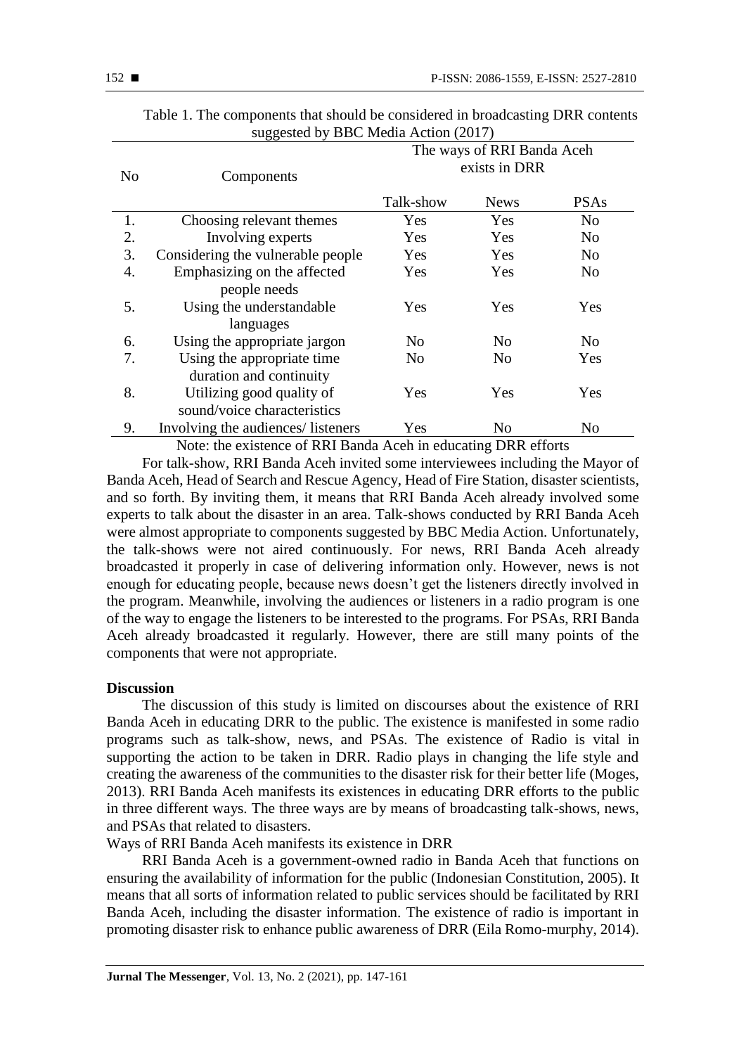Table 1. The components that should be considered in broadcasting DRR contents suggested by BBC Media Action (2017)

| No | Components | The ways of RRI Banda Aceh exists in DRR | | |
|---|---|---|---|---|
| | | Talk-show | News | PSAs |
| 1. | Choosing relevant themes | Yes | Yes | No |
| 2. | Involving experts | Yes | Yes | No |
| 3. | Considering the vulnerable people | Yes | Yes | No |
| 4. | Emphasizing on the affected people needs | Yes | Yes | No |
| 5. | Using the understandable languages | Yes | Yes | Yes |
| 6. | Using the appropriate jargon | No | No | No |
| 7. | Using the appropriate time duration and continuity | No | No | Yes |
| 8. | Utilizing good quality of sound/voice characteristics | Yes | Yes | Yes |
| 9. | Involving the audiences/ listeners | Yes | No | No |

Note: the existence of RRI Banda Aceh in educating DRR efforts

For talk-show, RRI Banda Aceh invited some interviewees including the Mayor of Banda Aceh, Head of Search and Rescue Agency, Head of Fire Station, disaster scientists, and so forth. By inviting them, it means that RRI Banda Aceh already involved some experts to talk about the disaster in an area. Talk-shows conducted by RRI Banda Aceh were almost appropriate to components suggested by BBC Media Action. Unfortunately, the talk-shows were not aired continuously. For news, RRI Banda Aceh already broadcasted it properly in case of delivering information only. However, news is not enough for educating people, because news doesn't get the listeners directly involved in the program. Meanwhile, involving the audiences or listeners in a radio program is one of the way to engage the listeners to be interested to the programs. For PSAs, RRI Banda Aceh already broadcasted it regularly. However, there are still many points of the components that were not appropriate.

**Discussion**

The discussion of this study is limited on discourses about the existence of RRI Banda Aceh in educating DRR to the public. The existence is manifested in some radio programs such as talk-show, news, and PSAs. The existence of Radio is vital in supporting the action to be taken in DRR. Radio plays in changing the life style and creating the awareness of the communities to the disaster risk for their better life (Moges, 2013). RRI Banda Aceh manifests its existences in educating DRR efforts to the public in three different ways. The three ways are by means of broadcasting talk-shows, news, and PSAs that related to disasters.

Ways of RRI Banda Aceh manifests its existence in DRR

RRI Banda Aceh is a government-owned radio in Banda Aceh that functions on ensuring the availability of information for the public (Indonesian Constitution, 2005). It means that all sorts of information related to public services should be facilitated by RRI Banda Aceh, including the disaster information. The existence of radio is important in promoting disaster risk to enhance public awareness of DRR (Eila Romo-murphy, 2014).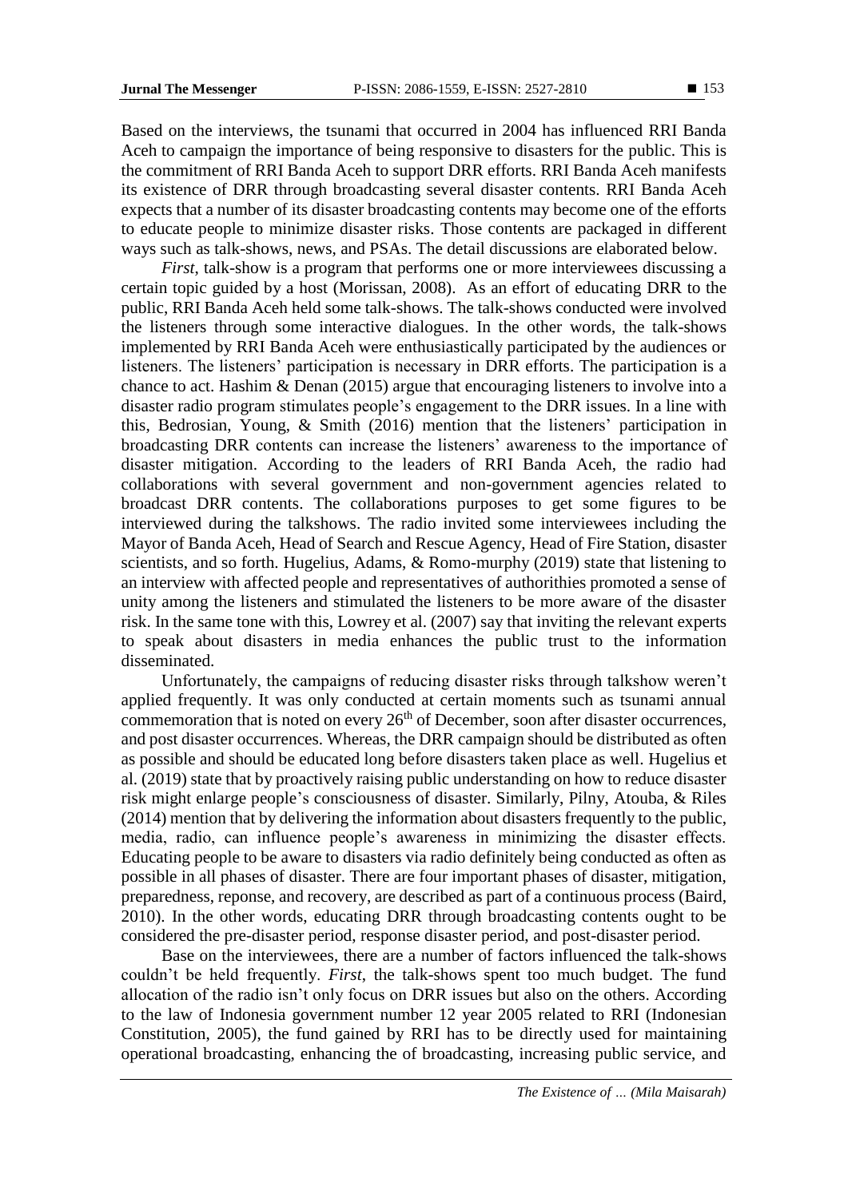Based on the interviews, the tsunami that occurred in 2004 has influenced RRI Banda Aceh to campaign the importance of being responsive to disasters for the public. This is the commitment of RRI Banda Aceh to support DRR efforts. RRI Banda Aceh manifests its existence of DRR through broadcasting several disaster contents. RRI Banda Aceh expects that a number of its disaster broadcasting contents may become one of the efforts to educate people to minimize disaster risks. Those contents are packaged in different ways such as talk-shows, news, and PSAs. The detail discussions are elaborated below.

*First*, talk-show is a program that performs one or more interviewees discussing a certain topic guided by a host (Morissan, 2008). As an effort of educating DRR to the public, RRI Banda Aceh held some talk-shows. The talk-shows conducted were involved the listeners through some interactive dialogues. In the other words, the talk-shows implemented by RRI Banda Aceh were enthusiastically participated by the audiences or listeners. The listeners' participation is necessary in DRR efforts. The participation is a chance to act. Hashim & Denan (2015) argue that encouraging listeners to involve into a disaster radio program stimulates people's engagement to the DRR issues. In a line with this, Bedrosian, Young, & Smith (2016) mention that the listeners' participation in broadcasting DRR contents can increase the listeners' awareness to the importance of disaster mitigation. According to the leaders of RRI Banda Aceh, the radio had collaborations with several government and non-government agencies related to broadcast DRR contents. The collaborations purposes to get some figures to be interviewed during the talkshows. The radio invited some interviewees including the Mayor of Banda Aceh, Head of Search and Rescue Agency, Head of Fire Station, disaster scientists, and so forth. Hugelius, Adams, & Romo-murphy (2019) state that listening to an interview with affected people and representatives of authorithies promoted a sense of unity among the listeners and stimulated the listeners to be more aware of the disaster risk. In the same tone with this, Lowrey et al. (2007) say that inviting the relevant experts to speak about disasters in media enhances the public trust to the information disseminated.

Unfortunately, the campaigns of reducing disaster risks through talkshow weren't applied frequently. It was only conducted at certain moments such as tsunami annual commemoration that is noted on every 26th of December, soon after disaster occurrences, and post disaster occurrences. Whereas, the DRR campaign should be distributed as often as possible and should be educated long before disasters taken place as well. Hugelius et al. (2019) state that by proactively raising public understanding on how to reduce disaster risk might enlarge people's consciousness of disaster. Similarly, Pilny, Atouba, & Riles (2014) mention that by delivering the information about disasters frequently to the public, media, radio, can influence people's awareness in minimizing the disaster effects. Educating people to be aware to disasters via radio definitely being conducted as often as possible in all phases of disaster. There are four important phases of disaster, mitigation, preparedness, reponse, and recovery, are described as part of a continuous process (Baird, 2010). In the other words, educating DRR through broadcasting contents ought to be considered the pre-disaster period, response disaster period, and post-disaster period.

Base on the interviewees, there are a number of factors influenced the talk-shows couldn't be held frequently. *First*, the talk-shows spent too much budget. The fund allocation of the radio isn't only focus on DRR issues but also on the others. According to the law of Indonesia government number 12 year 2005 related to RRI (Indonesian Constitution, 2005), the fund gained by RRI has to be directly used for maintaining operational broadcasting, enhancing the of broadcasting, increasing public service, and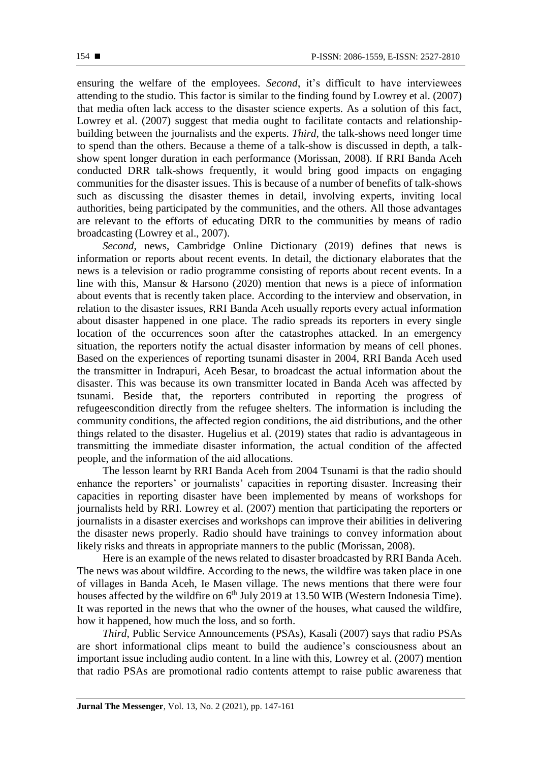ensuring the welfare of the employees. *Second*, it's difficult to have interviewees attending to the studio. This factor is similar to the finding found by Lowrey et al. (2007) that media often lack access to the disaster science experts. As a solution of this fact, Lowrey et al. (2007) suggest that media ought to facilitate contacts and relationship-building between the journalists and the experts. *Third*, the talk-shows need longer time to spend than the others. Because a theme of a talk-show is discussed in depth, a talk-show spent longer duration in each performance (Morissan, 2008). If RRI Banda Aceh conducted DRR talk-shows frequently, it would bring good impacts on engaging communities for the disaster issues. This is because of a number of benefits of talk-shows such as discussing the disaster themes in detail, involving experts, inviting local authorities, being participated by the communities, and the others. All those advantages are relevant to the efforts of educating DRR to the communities by means of radio broadcasting (Lowrey et al., 2007).

*Second*, news, Cambridge Online Dictionary (2019) defines that news is information or reports about recent events. In detail, the dictionary elaborates that the news is a television or radio programme consisting of reports about recent events. In a line with this, Mansur & Harsono (2020) mention that news is a piece of information about events that is recently taken place. According to the interview and observation, in relation to the disaster issues, RRI Banda Aceh usually reports every actual information about disaster happened in one place. The radio spreads its reporters in every single location of the occurrences soon after the catastrophes attacked. In an emergency situation, the reporters notify the actual disaster information by means of cell phones. Based on the experiences of reporting tsunami disaster in 2004, RRI Banda Aceh used the transmitter in Indrapuri, Aceh Besar, to broadcast the actual information about the disaster. This was because its own transmitter located in Banda Aceh was affected by tsunami. Beside that, the reporters contributed in reporting the progress of refugeescondition directly from the refugee shelters. The information is including the community conditions, the affected region conditions, the aid distributions, and the other things related to the disaster. Hugelius et al. (2019) states that radio is advantageous in transmitting the immediate disaster information, the actual condition of the affected people, and the information of the aid allocations.

The lesson learnt by RRI Banda Aceh from 2004 Tsunami is that the radio should enhance the reporters' or journalists' capacities in reporting disaster. Increasing their capacities in reporting disaster have been implemented by means of workshops for journalists held by RRI. Lowrey et al. (2007) mention that participating the reporters or journalists in a disaster exercises and workshops can improve their abilities in delivering the disaster news properly. Radio should have trainings to convey information about likely risks and threats in appropriate manners to the public (Morissan, 2008).

Here is an example of the news related to disaster broadcasted by RRI Banda Aceh. The news was about wildfire. According to the news, the wildfire was taken place in one of villages in Banda Aceh, Ie Masen village. The news mentions that there were four houses affected by the wildfire on 6th July 2019 at 13.50 WIB (Western Indonesia Time). It was reported in the news that who the owner of the houses, what caused the wildfire, how it happened, how much the loss, and so forth.

*Third*, Public Service Announcements (PSAs), Kasali (2007) says that radio PSAs are short informational clips meant to build the audience's consciousness about an important issue including audio content. In a line with this, Lowrey et al. (2007) mention that radio PSAs are promotional radio contents attempt to raise public awareness that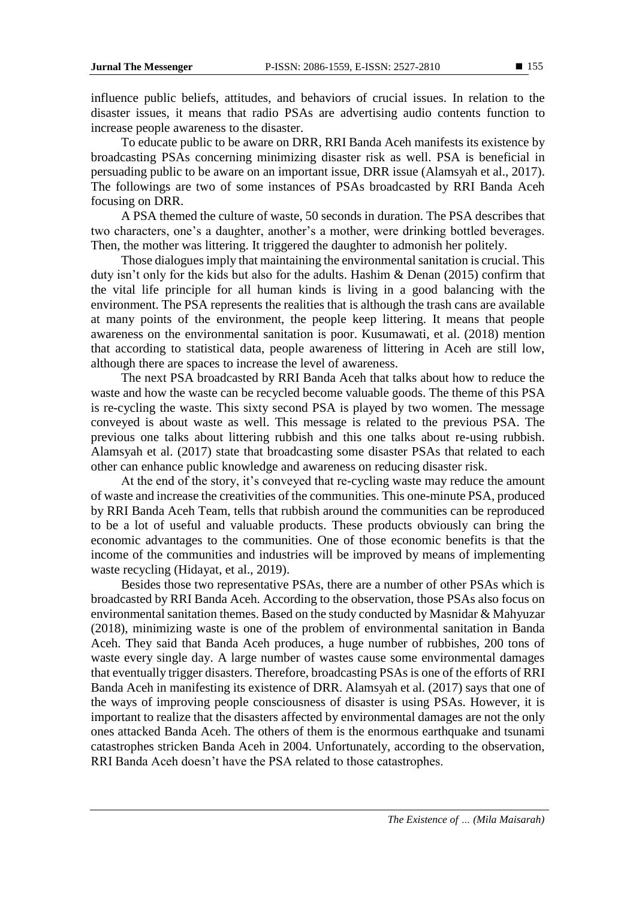influence public beliefs, attitudes, and behaviors of crucial issues. In relation to the disaster issues, it means that radio PSAs are advertising audio contents function to increase people awareness to the disaster.

To educate public to be aware on DRR, RRI Banda Aceh manifests its existence by broadcasting PSAs concerning minimizing disaster risk as well. PSA is beneficial in persuading public to be aware on an important issue, DRR issue (Alamsyah et al., 2017). The followings are two of some instances of PSAs broadcasted by RRI Banda Aceh focusing on DRR.

A PSA themed the culture of waste, 50 seconds in duration. The PSA describes that two characters, one's a daughter, another's a mother, were drinking bottled beverages. Then, the mother was littering. It triggered the daughter to admonish her politely.

Those dialogues imply that maintaining the environmental sanitation is crucial. This duty isn't only for the kids but also for the adults. Hashim & Denan (2015) confirm that the vital life principle for all human kinds is living in a good balancing with the environment. The PSA represents the realities that is although the trash cans are available at many points of the environment, the people keep littering. It means that people awareness on the environmental sanitation is poor. Kusumawati, et al. (2018) mention that according to statistical data, people awareness of littering in Aceh are still low, although there are spaces to increase the level of awareness.

The next PSA broadcasted by RRI Banda Aceh that talks about how to reduce the waste and how the waste can be recycled become valuable goods. The theme of this PSA is re-cycling the waste. This sixty second PSA is played by two women. The message conveyed is about waste as well. This message is related to the previous PSA. The previous one talks about littering rubbish and this one talks about re-using rubbish. Alamsyah et al. (2017) state that broadcasting some disaster PSAs that related to each other can enhance public knowledge and awareness on reducing disaster risk.

At the end of the story, it's conveyed that re-cycling waste may reduce the amount of waste and increase the creativities of the communities. This one-minute PSA, produced by RRI Banda Aceh Team, tells that rubbish around the communities can be reproduced to be a lot of useful and valuable products. These products obviously can bring the economic advantages to the communities. One of those economic benefits is that the income of the communities and industries will be improved by means of implementing waste recycling (Hidayat, et al., 2019).

Besides those two representative PSAs, there are a number of other PSAs which is broadcasted by RRI Banda Aceh. According to the observation, those PSAs also focus on environmental sanitation themes. Based on the study conducted by Masnidar & Mahyuzar (2018), minimizing waste is one of the problem of environmental sanitation in Banda Aceh. They said that Banda Aceh produces, a huge number of rubbishes, 200 tons of waste every single day. A large number of wastes cause some environmental damages that eventually trigger disasters. Therefore, broadcasting PSAs is one of the efforts of RRI Banda Aceh in manifesting its existence of DRR. Alamsyah et al. (2017) says that one of the ways of improving people consciousness of disaster is using PSAs. However, it is important to realize that the disasters affected by environmental damages are not the only ones attacked Banda Aceh. The others of them is the enormous earthquake and tsunami catastrophes stricken Banda Aceh in 2004. Unfortunately, according to the observation, RRI Banda Aceh doesn't have the PSA related to those catastrophes.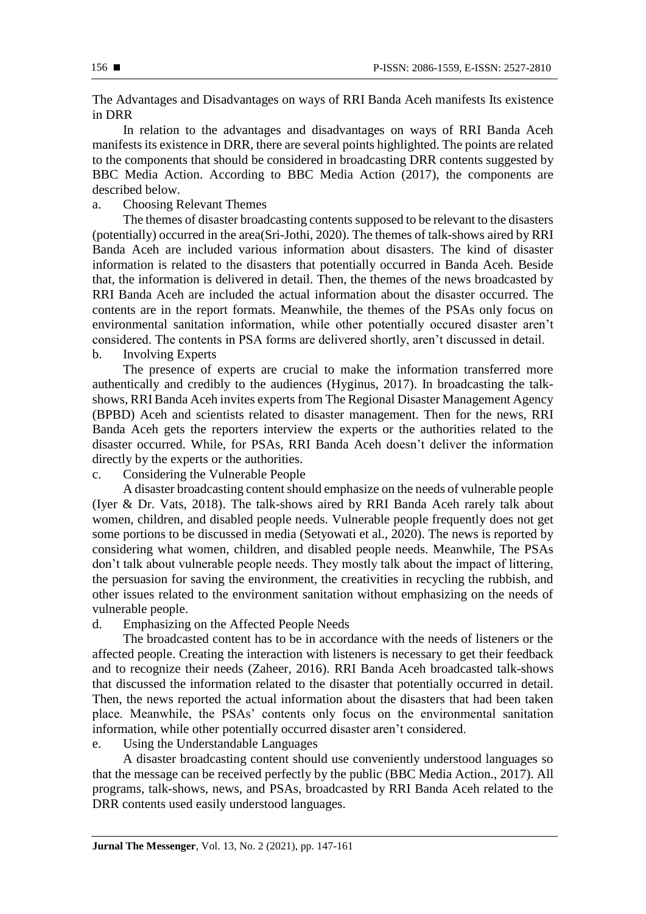The Advantages and Disadvantages on ways of RRI Banda Aceh manifests Its existence in DRR

In relation to the advantages and disadvantages on ways of RRI Banda Aceh manifests its existence in DRR, there are several points highlighted. The points are related to the components that should be considered in broadcasting DRR contents suggested by BBC Media Action. According to BBC Media Action (2017), the components are described below.

a. Choosing Relevant Themes

The themes of disaster broadcasting contents supposed to be relevant to the disasters (potentially) occurred in the area(Sri-Jothi, 2020). The themes of talk-shows aired by RRI Banda Aceh are included various information about disasters. The kind of disaster information is related to the disasters that potentially occurred in Banda Aceh. Beside that, the information is delivered in detail. Then, the themes of the news broadcasted by RRI Banda Aceh are included the actual information about the disaster occurred. The contents are in the report formats. Meanwhile, the themes of the PSAs only focus on environmental sanitation information, while other potentially occured disaster aren't considered. The contents in PSA forms are delivered shortly, aren't discussed in detail.

b. Involving Experts

The presence of experts are crucial to make the information transferred more authentically and credibly to the audiences (Hyginus, 2017). In broadcasting the talk-shows, RRI Banda Aceh invites experts from The Regional Disaster Management Agency (BPBD) Aceh and scientists related to disaster management. Then for the news, RRI Banda Aceh gets the reporters interview the experts or the authorities related to the disaster occurred. While, for PSAs, RRI Banda Aceh doesn't deliver the information directly by the experts or the authorities.

c. Considering the Vulnerable People

A disaster broadcasting content should emphasize on the needs of vulnerable people (Iyer & Dr. Vats, 2018). The talk-shows aired by RRI Banda Aceh rarely talk about women, children, and disabled people needs. Vulnerable people frequently does not get some portions to be discussed in media (Setyowati et al., 2020). The news is reported by considering what women, children, and disabled people needs. Meanwhile, The PSAs don't talk about vulnerable people needs. They mostly talk about the impact of littering, the persuasion for saving the environment, the creativities in recycling the rubbish, and other issues related to the environment sanitation without emphasizing on the needs of vulnerable people.

d. Emphasizing on the Affected People Needs

The broadcasted content has to be in accordance with the needs of listeners or the affected people. Creating the interaction with listeners is necessary to get their feedback and to recognize their needs (Zaheer, 2016). RRI Banda Aceh broadcasted talk-shows that discussed the information related to the disaster that potentially occurred in detail. Then, the news reported the actual information about the disasters that had been taken place. Meanwhile, the PSAs' contents only focus on the environmental sanitation information, while other potentially occurred disaster aren't considered.

e. Using the Understandable Languages

A disaster broadcasting content should use conveniently understood languages so that the message can be received perfectly by the public (BBC Media Action., 2017). All programs, talk-shows, news, and PSAs, broadcasted by RRI Banda Aceh related to the DRR contents used easily understood languages.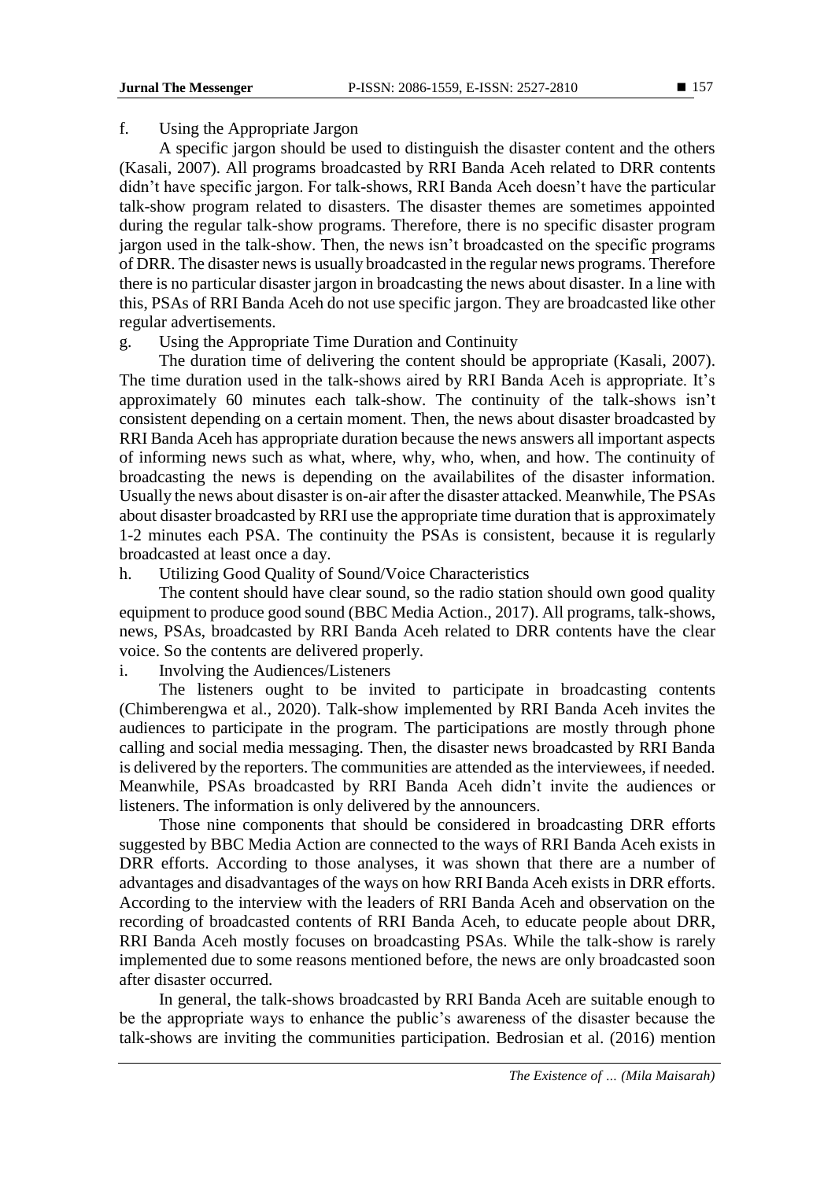f. Using the Appropriate Jargon

A specific jargon should be used to distinguish the disaster content and the others (Kasali, 2007). All programs broadcasted by RRI Banda Aceh related to DRR contents didn't have specific jargon. For talk-shows, RRI Banda Aceh doesn't have the particular talk-show program related to disasters. The disaster themes are sometimes appointed during the regular talk-show programs. Therefore, there is no specific disaster program jargon used in the talk-show. Then, the news isn't broadcasted on the specific programs of DRR. The disaster news is usually broadcasted in the regular news programs. Therefore there is no particular disaster jargon in broadcasting the news about disaster. In a line with this, PSAs of RRI Banda Aceh do not use specific jargon. They are broadcasted like other regular advertisements.

g. Using the Appropriate Time Duration and Continuity

The duration time of delivering the content should be appropriate (Kasali, 2007). The time duration used in the talk-shows aired by RRI Banda Aceh is appropriate. It's approximately 60 minutes each talk-show. The continuity of the talk-shows isn't consistent depending on a certain moment. Then, the news about disaster broadcasted by RRI Banda Aceh has appropriate duration because the news answers all important aspects of informing news such as what, where, why, who, when, and how. The continuity of broadcasting the news is depending on the availabilites of the disaster information. Usually the news about disaster is on-air after the disaster attacked. Meanwhile, The PSAs about disaster broadcasted by RRI use the appropriate time duration that is approximately 1-2 minutes each PSA. The continuity the PSAs is consistent, because it is regularly broadcasted at least once a day.

h. Utilizing Good Quality of Sound/Voice Characteristics

The content should have clear sound, so the radio station should own good quality equipment to produce good sound (BBC Media Action., 2017). All programs, talk-shows, news, PSAs, broadcasted by RRI Banda Aceh related to DRR contents have the clear voice. So the contents are delivered properly.

i. Involving the Audiences/Listeners

The listeners ought to be invited to participate in broadcasting contents (Chimberengwa et al., 2020). Talk-show implemented by RRI Banda Aceh invites the audiences to participate in the program. The participations are mostly through phone calling and social media messaging. Then, the disaster news broadcasted by RRI Banda is delivered by the reporters. The communities are attended as the interviewees, if needed. Meanwhile, PSAs broadcasted by RRI Banda Aceh didn't invite the audiences or listeners. The information is only delivered by the announcers.

Those nine components that should be considered in broadcasting DRR efforts suggested by BBC Media Action are connected to the ways of RRI Banda Aceh exists in DRR efforts. According to those analyses, it was shown that there are a number of advantages and disadvantages of the ways on how RRI Banda Aceh exists in DRR efforts. According to the interview with the leaders of RRI Banda Aceh and observation on the recording of broadcasted contents of RRI Banda Aceh, to educate people about DRR, RRI Banda Aceh mostly focuses on broadcasting PSAs. While the talk-show is rarely implemented due to some reasons mentioned before, the news are only broadcasted soon after disaster occurred.

In general, the talk-shows broadcasted by RRI Banda Aceh are suitable enough to be the appropriate ways to enhance the public's awareness of the disaster because the talk-shows are inviting the communities participation. Bedrosian et al. (2016) mention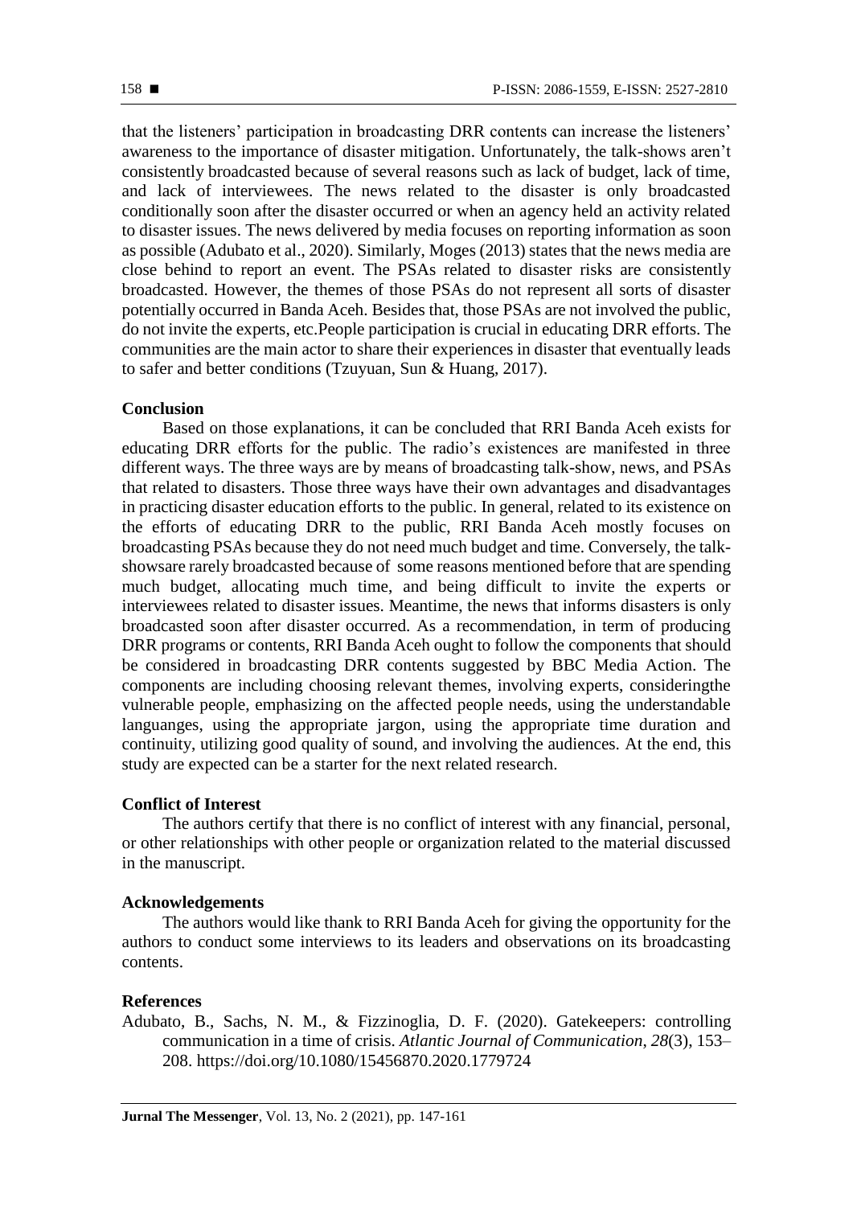that the listeners' participation in broadcasting DRR contents can increase the listeners' awareness to the importance of disaster mitigation. Unfortunately, the talk-shows aren't consistently broadcasted because of several reasons such as lack of budget, lack of time, and lack of interviewees. The news related to the disaster is only broadcasted conditionally soon after the disaster occurred or when an agency held an activity related to disaster issues. The news delivered by media focuses on reporting information as soon as possible (Adubato et al., 2020). Similarly, Moges (2013) states that the news media are close behind to report an event. The PSAs related to disaster risks are consistently broadcasted. However, the themes of those PSAs do not represent all sorts of disaster potentially occurred in Banda Aceh. Besides that, those PSAs are not involved the public, do not invite the experts, etc.People participation is crucial in educating DRR efforts. The communities are the main actor to share their experiences in disaster that eventually leads to safer and better conditions (Tzuyuan, Sun & Huang, 2017).

## Conclusion

Based on those explanations, it can be concluded that RRI Banda Aceh exists for educating DRR efforts for the public. The radio's existences are manifested in three different ways. The three ways are by means of broadcasting talk-show, news, and PSAs that related to disasters. Those three ways have their own advantages and disadvantages in practicing disaster education efforts to the public. In general, related to its existence on the efforts of educating DRR to the public, RRI Banda Aceh mostly focuses on broadcasting PSAs because they do not need much budget and time. Conversely, the talk-showsare rarely broadcasted because of some reasons mentioned before that are spending much budget, allocating much time, and being difficult to invite the experts or interviewees related to disaster issues. Meantime, the news that informs disasters is only broadcasted soon after disaster occurred. As a recommendation, in term of producing DRR programs or contents, RRI Banda Aceh ought to follow the components that should be considered in broadcasting DRR contents suggested by BBC Media Action. The components are including choosing relevant themes, involving experts, consideringthe vulnerable people, emphasizing on the affected people needs, using the understandable languanges, using the appropriate jargon, using the appropriate time duration and continuity, utilizing good quality of sound, and involving the audiences. At the end, this study are expected can be a starter for the next related research.

## Conflict of Interest

The authors certify that there is no conflict of interest with any financial, personal, or other relationships with other people or organization related to the material discussed in the manuscript.

## Acknowledgements

The authors would like thank to RRI Banda Aceh for giving the opportunity for the authors to conduct some interviews to its leaders and observations on its broadcasting contents.

## References

Adubato, B., Sachs, N. M., & Fizzinoglia, D. F. (2020). Gatekeepers: controlling communication in a time of crisis. *Atlantic Journal of Communication*, *28*(3), 153–208. https://doi.org/10.1080/15456870.2020.1779724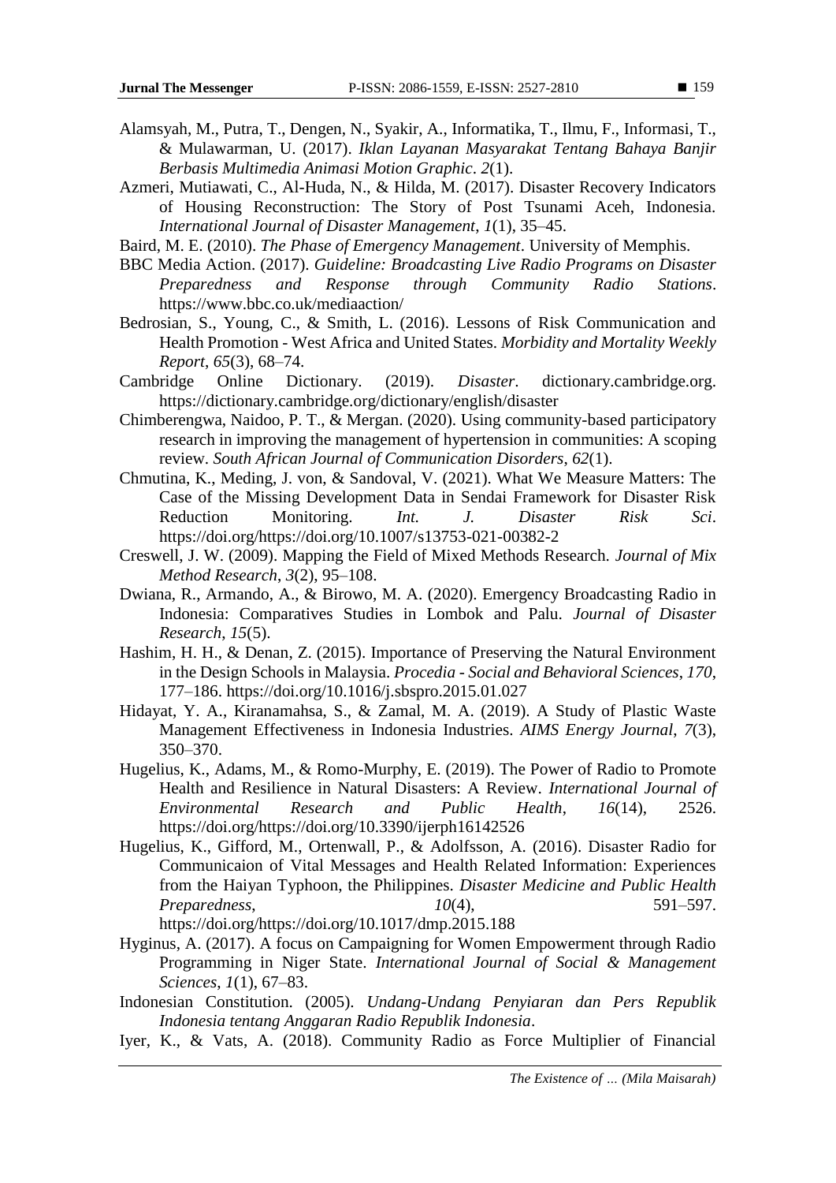Alamsyah, M., Putra, T., Dengen, N., Syakir, A., Informatika, T., Ilmu, F., Informasi, T., & Mulawarman, U. (2017). *Iklan Layanan Masyarakat Tentang Bahaya Banjir Berbasis Multimedia Animasi Motion Graphic*. *2*(1).

Azmeri, Mutiawati, C., Al-Huda, N., & Hilda, M. (2017). Disaster Recovery Indicators of Housing Reconstruction: The Story of Post Tsunami Aceh, Indonesia. *International Journal of Disaster Management*, *1*(1), 35–45.

Baird, M. E. (2010). *The Phase of Emergency Management*. University of Memphis.

BBC Media Action. (2017). *Guideline: Broadcasting Live Radio Programs on Disaster Preparedness and Response through Community Radio Stations*. https://www.bbc.co.uk/mediaaction/

Bedrosian, S., Young, C., & Smith, L. (2016). Lessons of Risk Communication and Health Promotion - West Africa and United States. *Morbidity and Mortality Weekly Report*, *65*(3), 68–74.

Cambridge Online Dictionary. (2019). *Disaster*. dictionary.cambridge.org. https://dictionary.cambridge.org/dictionary/english/disaster

Chimberengwa, Naidoo, P. T., & Mergan. (2020). Using community-based participatory research in improving the management of hypertension in communities: A scoping review. *South African Journal of Communication Disorders*, *62*(1).

Chmutina, K., Meding, J. von, & Sandoval, V. (2021). What We Measure Matters: The Case of the Missing Development Data in Sendai Framework for Disaster Risk Reduction Monitoring. *Int. J. Disaster Risk Sci*. https://doi.org/https://doi.org/10.1007/s13753-021-00382-2

Creswell, J. W. (2009). Mapping the Field of Mixed Methods Research. *Journal of Mix Method Research*, *3*(2), 95–108.

Dwiana, R., Armando, A., & Birowo, M. A. (2020). Emergency Broadcasting Radio in Indonesia: Comparatives Studies in Lombok and Palu. *Journal of Disaster Research*, *15*(5).

Hashim, H. H., & Denan, Z. (2015). Importance of Preserving the Natural Environment in the Design Schools in Malaysia. *Procedia - Social and Behavioral Sciences*, *170*, 177–186. https://doi.org/10.1016/j.sbspro.2015.01.027

Hidayat, Y. A., Kiranamahsa, S., & Zamal, M. A. (2019). A Study of Plastic Waste Management Effectiveness in Indonesia Industries. *AIMS Energy Journal*, *7*(3), 350–370.

Hugelius, K., Adams, M., & Romo-Murphy, E. (2019). The Power of Radio to Promote Health and Resilience in Natural Disasters: A Review. *International Journal of Environmental Research and Public Health*, *16*(14), 2526. https://doi.org/https://doi.org/10.3390/ijerph16142526

Hugelius, K., Gifford, M., Ortenwall, P., & Adolfsson, A. (2016). Disaster Radio for Communicaion of Vital Messages and Health Related Information: Experiences from the Haiyan Typhoon, the Philippines. *Disaster Medicine and Public Health Preparedness*, *10*(4), 591–597. https://doi.org/https://doi.org/10.1017/dmp.2015.188

Hyginus, A. (2017). A focus on Campaigning for Women Empowerment through Radio Programming in Niger State. *International Journal of Social & Management Sciences*, *1*(1), 67–83.

Indonesian Constitution. (2005). *Undang-Undang Penyiaran dan Pers Republik Indonesia tentang Anggaran Radio Republik Indonesia*.

Iyer, K., & Vats, A. (2018). Community Radio as Force Multiplier of Financial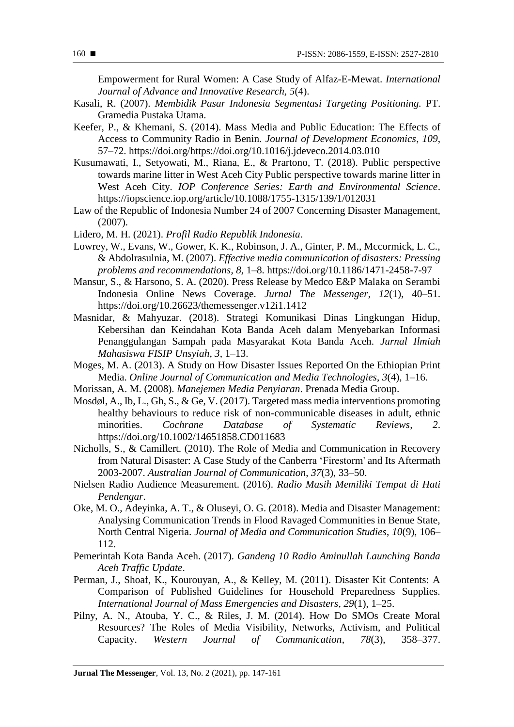Empowerment for Rural Women: A Case Study of Alfaz-E-Mewat. *International Journal of Advance and Innovative Research*, *5*(4).

Kasali, R. (2007). *Membidik Pasar Indonesia Segmentasi Targeting Positioning.* PT. Gramedia Pustaka Utama.

Keefer, P., & Khemani, S. (2014). Mass Media and Public Education: The Effects of Access to Community Radio in Benin. *Journal of Development Economics*, *109*, 57–72. https://doi.org/https://doi.org/10.1016/j.jdeveco.2014.03.010

Kusumawati, I., Setyowati, M., Riana, E., & Prartono, T. (2018). Public perspective towards marine litter in West Aceh City Public perspective towards marine litter in West Aceh City. *IOP Conference Series: Earth and Environmental Science*. https://iopscience.iop.org/article/10.1088/1755-1315/139/1/012031

Law of the Republic of Indonesia Number 24 of 2007 Concerning Disaster Management, (2007).

Lidero, M. H. (2021). *Profil Radio Republik Indonesia*.

Lowrey, W., Evans, W., Gower, K. K., Robinson, J. A., Ginter, P. M., Mccormick, L. C., & Abdolrasulnia, M. (2007). *Effective media communication of disasters: Pressing problems and recommendations*, *8*, 1–8. https://doi.org/10.1186/1471-2458-7-97

Mansur, S., & Harsono, S. A. (2020). Press Release by Medco E&P Malaka on Serambi Indonesia Online News Coverage. *Jurnal The Messenger*, *12*(1), 40–51. https://doi.org/10.26623/themessenger.v12i1.1412

Masnidar, & Mahyuzar. (2018). Strategi Komunikasi Dinas Lingkungan Hidup, Kebersihan dan Keindahan Kota Banda Aceh dalam Menyebarkan Informasi Penanggulangan Sampah pada Masyarakat Kota Banda Aceh. *Jurnal Ilmiah Mahasiswa FISIP Unsyiah*, *3*, 1–13.

Moges, M. A. (2013). A Study on How Disaster Issues Reported On the Ethiopian Print Media. *Online Journal of Communication and Media Technologies*, *3*(4), 1–16.

Morissan, A. M. (2008). *Manejemen Media Penyiaran*. Prenada Media Group.

Mosdøl, A., Ib, L., Gh, S., & Ge, V. (2017). Targeted mass media interventions promoting healthy behaviours to reduce risk of non-communicable diseases in adult, ethnic minorities. *Cochrane Database of Systematic Reviews*, *2*. https://doi.org/10.1002/14651858.CD011683

Nicholls, S., & Camillert. (2010). The Role of Media and Communication in Recovery from Natural Disaster: A Case Study of the Canberra 'Firestorm' and Its Aftermath 2003-2007. *Australian Journal of Communication*, *37*(3), 33–50.

Nielsen Radio Audience Measurement. (2016). *Radio Masih Memiliki Tempat di Hati Pendengar*.

Oke, M. O., Adeyinka, A. T., & Oluseyi, O. G. (2018). Media and Disaster Management: Analysing Communication Trends in Flood Ravaged Communities in Benue State, North Central Nigeria. *Journal of Media and Communication Studies*, *10*(9), 106–112.

Pemerintah Kota Banda Aceh. (2017). *Gandeng 10 Radio Aminullah Launching Banda Aceh Traffic Update*.

Perman, J., Shoaf, K., Kourouyan, A., & Kelley, M. (2011). Disaster Kit Contents: A Comparison of Published Guidelines for Household Preparedness Supplies. *International Journal of Mass Emergencies and Disasters*, *29*(1), 1–25.

Pilny, A. N., Atouba, Y. C., & Riles, J. M. (2014). How Do SMOs Create Moral Resources? The Roles of Media Visibility, Networks, Activism, and Political Capacity. *Western Journal of Communication*, *78*(3), 358–377.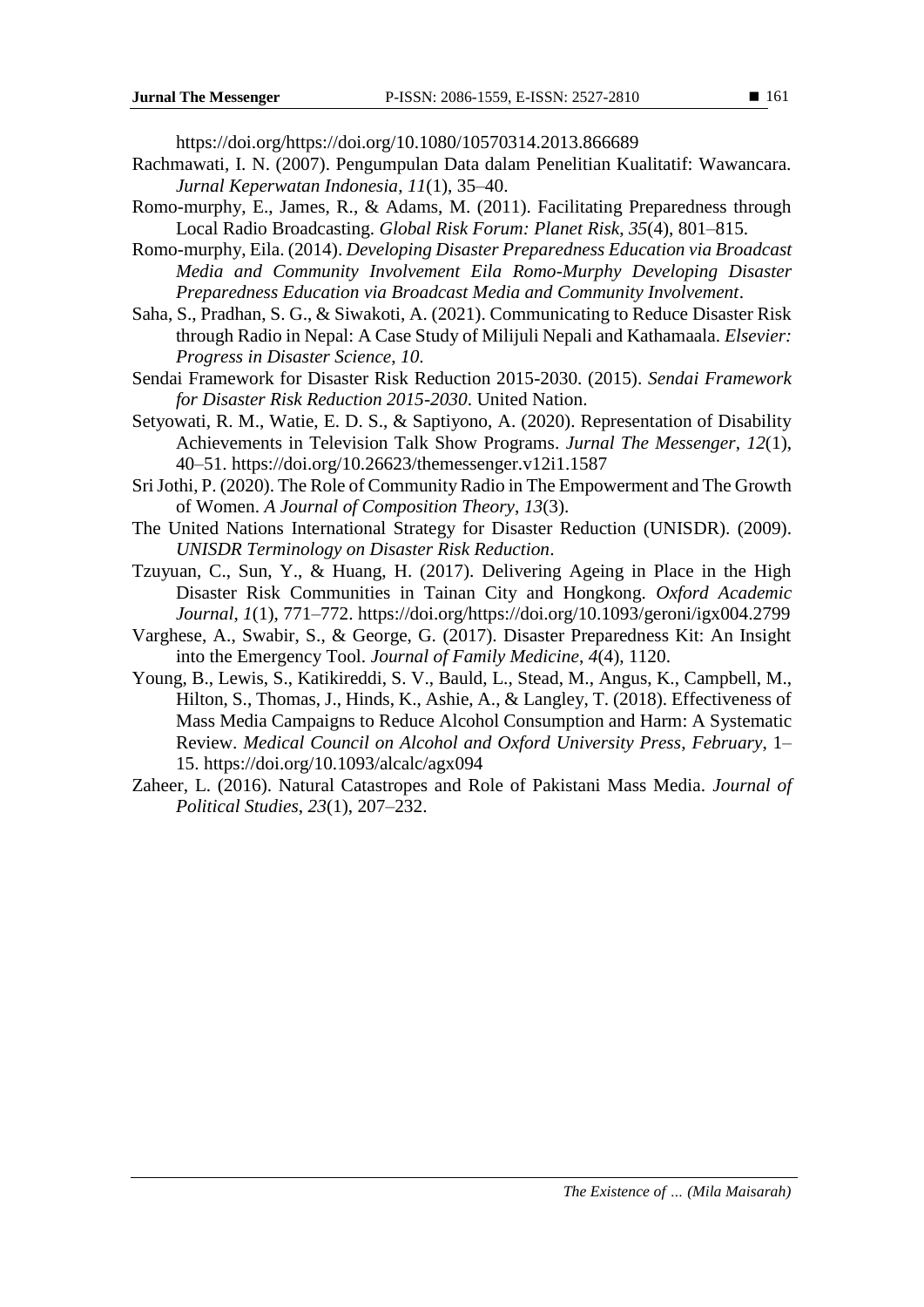https://doi.org/https://doi.org/10.1080/10570314.2013.866689

Rachmawati, I. N. (2007). Pengumpulan Data dalam Penelitian Kualitatif: Wawancara. *Jurnal Keperwatan Indonesia*, *11*(1), 35–40.

Romo-murphy, E., James, R., & Adams, M. (2011). Facilitating Preparedness through Local Radio Broadcasting. *Global Risk Forum: Planet Risk*, *35*(4), 801–815.

Romo-murphy, Eila. (2014). *Developing Disaster Preparedness Education via Broadcast Media and Community Involvement Eila Romo-Murphy Developing Disaster Preparedness Education via Broadcast Media and Community Involvement*.

Saha, S., Pradhan, S. G., & Siwakoti, A. (2021). Communicating to Reduce Disaster Risk through Radio in Nepal: A Case Study of Milijuli Nepali and Kathamaala. *Elsevier: Progress in Disaster Science*, *10*.

Sendai Framework for Disaster Risk Reduction 2015-2030. (2015). *Sendai Framework for Disaster Risk Reduction 2015-2030*. United Nation.

Setyowati, R. M., Watie, E. D. S., & Saptiyono, A. (2020). Representation of Disability Achievements in Television Talk Show Programs. *Jurnal The Messenger*, *12*(1), 40–51. https://doi.org/10.26623/themessenger.v12i1.1587

Sri Jothi, P. (2020). The Role of Community Radio in The Empowerment and The Growth of Women. *A Journal of Composition Theory*, *13*(3).

The United Nations International Strategy for Disaster Reduction (UNISDR). (2009). *UNISDR Terminology on Disaster Risk Reduction*.

Tzuyuan, C., Sun, Y., & Huang, H. (2017). Delivering Ageing in Place in the High Disaster Risk Communities in Tainan City and Hongkong. *Oxford Academic Journal*, *1*(1), 771–772. https://doi.org/https://doi.org/10.1093/geroni/igx004.2799

Varghese, A., Swabir, S., & George, G. (2017). Disaster Preparedness Kit: An Insight into the Emergency Tool. *Journal of Family Medicine*, *4*(4), 1120.

Young, B., Lewis, S., Katikireddi, S. V., Bauld, L., Stead, M., Angus, K., Campbell, M., Hilton, S., Thomas, J., Hinds, K., Ashie, A., & Langley, T. (2018). Effectiveness of Mass Media Campaigns to Reduce Alcohol Consumption and Harm: A Systematic Review. *Medical Council on Alcohol and Oxford University Press*, *February*, 1–15. https://doi.org/10.1093/alcalc/agx094

Zaheer, L. (2016). Natural Catastropes and Role of Pakistani Mass Media. *Journal of Political Studies*, *23*(1), 207–232.